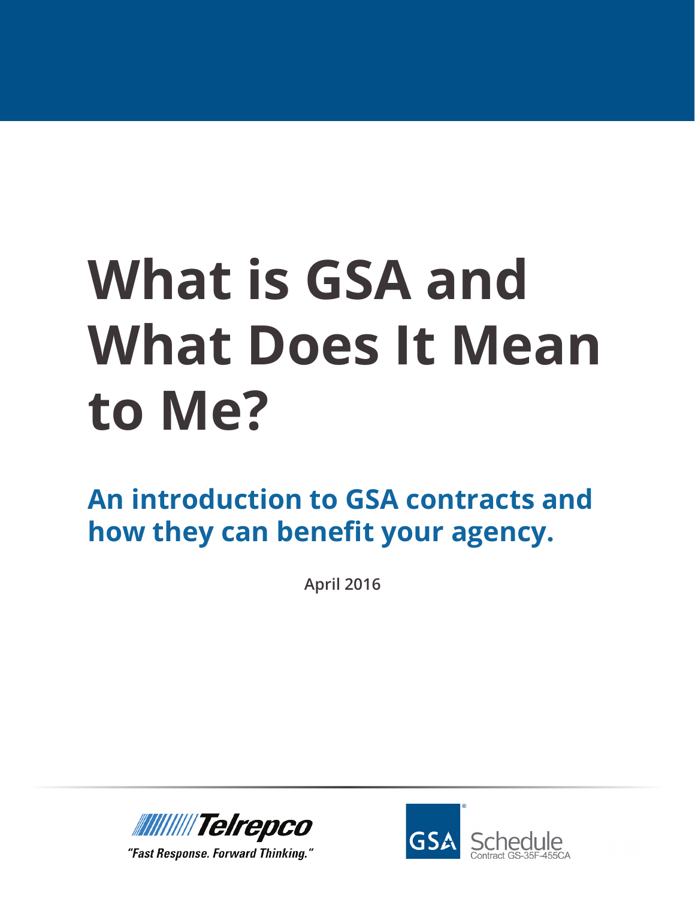# What is GSA and What Does It Mean to Me?

## An introduction to GSA contracts and how they can benefit your agency.

April 2016

Telrepco

*"Fast Response. Forward Thinking."*

GSA Schedule
Contract GS-35F-455CA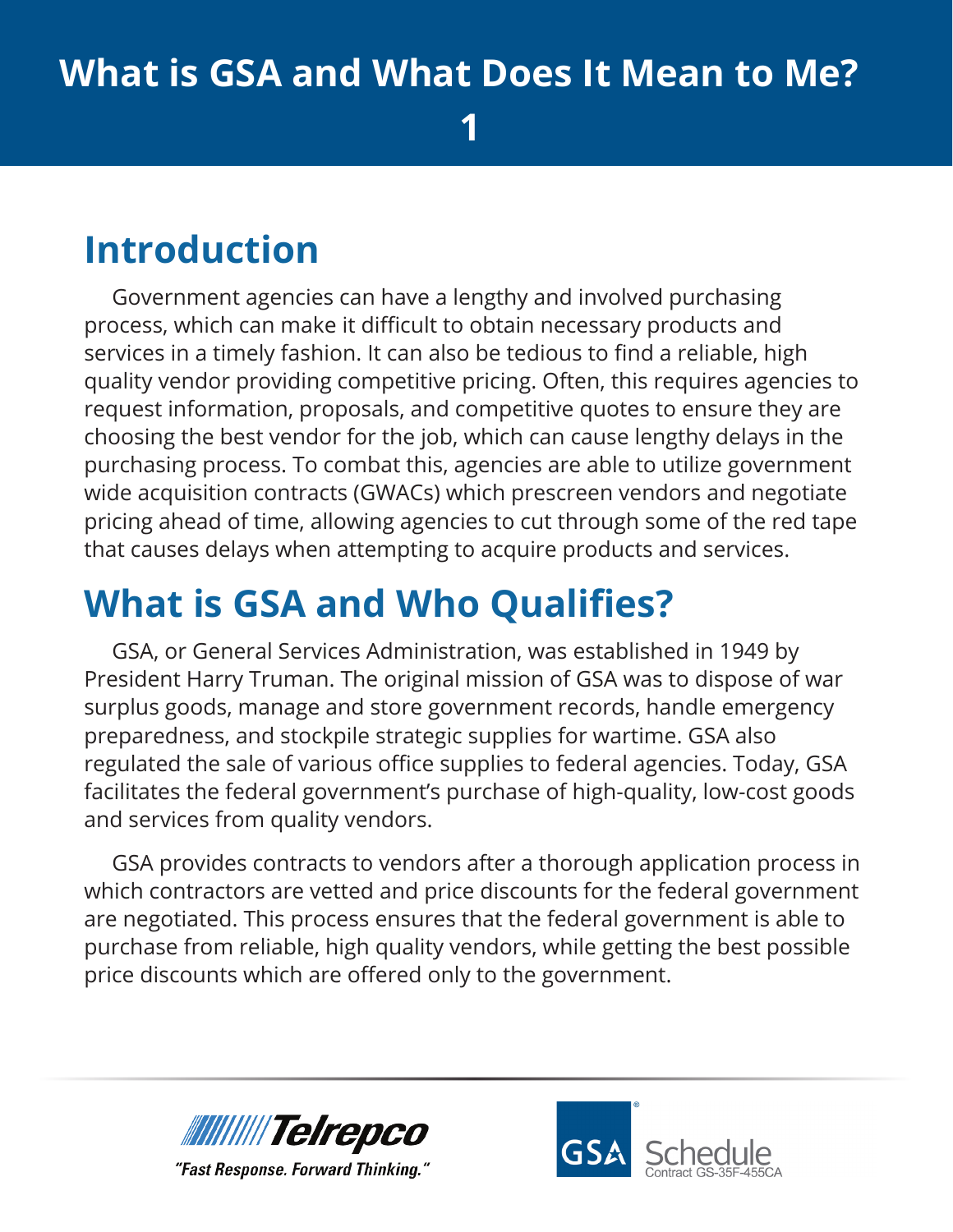# What is GSA and What Does It Mean to Me?

## Introduction

Government agencies can have a lengthy and involved purchasing process, which can make it difficult to obtain necessary products and services in a timely fashion. It can also be tedious to find a reliable, high quality vendor providing competitive pricing. Often, this requires agencies to request information, proposals, and competitive quotes to ensure they are choosing the best vendor for the job, which can cause lengthy delays in the purchasing process. To combat this, agencies are able to utilize government wide acquisition contracts (GWACs) which prescreen vendors and negotiate pricing ahead of time, allowing agencies to cut through some of the red tape that causes delays when attempting to acquire products and services.

## What is GSA and Who Qualifies?

GSA, or General Services Administration, was established in 1949 by President Harry Truman. The original mission of GSA was to dispose of war surplus goods, manage and store government records, handle emergency preparedness, and stockpile strategic supplies for wartime. GSA also regulated the sale of various office supplies to federal agencies. Today, GSA facilitates the federal government's purchase of high-quality, low-cost goods and services from quality vendors.

GSA provides contracts to vendors after a thorough application process in which contractors are vetted and price discounts for the federal government are negotiated. This process ensures that the federal government is able to purchase from reliable, high quality vendors, while getting the best possible price discounts which are offered only to the government.

Telrepco
"Fast Response. Forward Thinking."

GSA Schedule
Contract GS-35F-455CA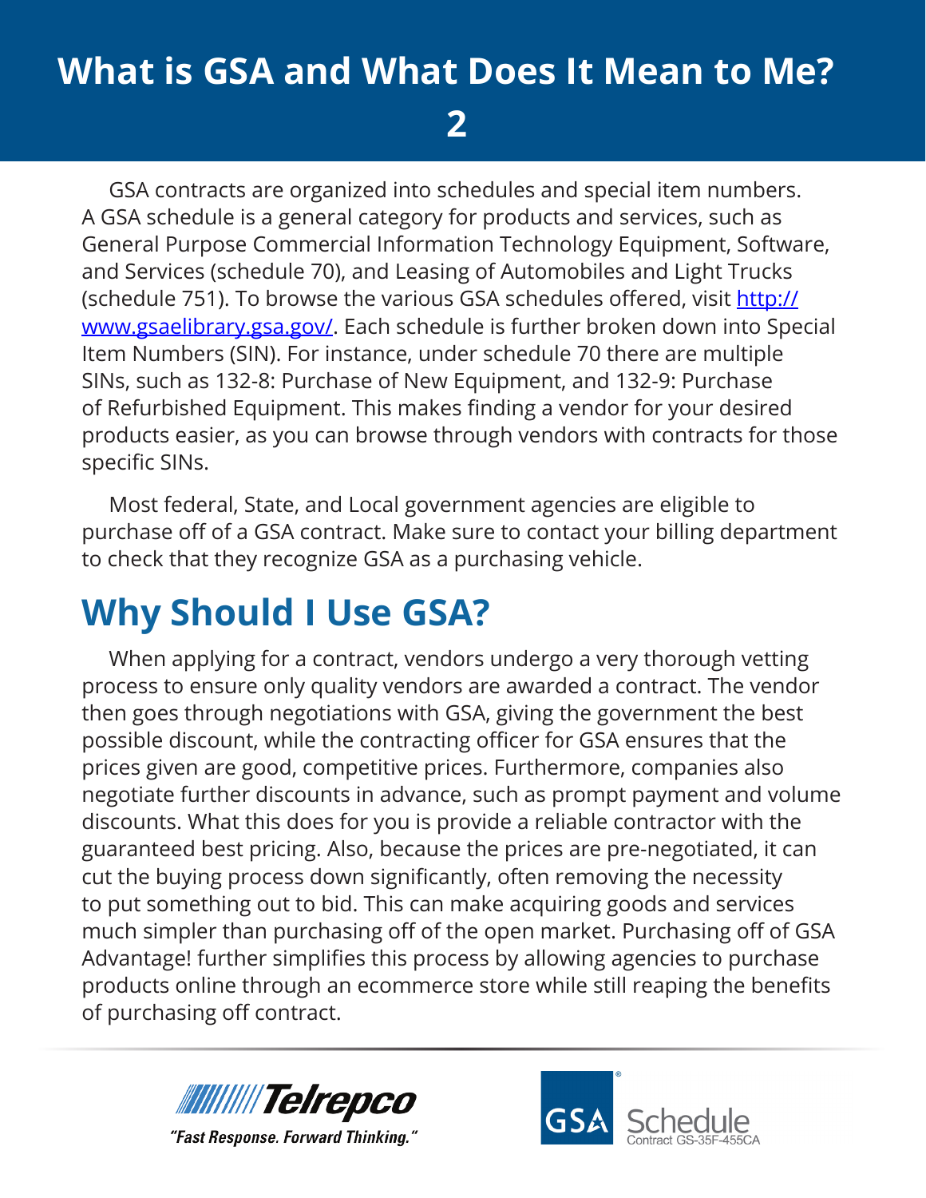# What is GSA and What Does It Mean to Me? 2

GSA contracts are organized into schedules and special item numbers. A GSA schedule is a general category for products and services, such as General Purpose Commercial Information Technology Equipment, Software, and Services (schedule 70), and Leasing of Automobiles and Light Trucks (schedule 751). To browse the various GSA schedules offered, visit [http://www.gsaelibrary.gsa.gov/](http://www.gsaelibrary.gsa.gov/). Each schedule is further broken down into Special Item Numbers (SIN). For instance, under schedule 70 there are multiple SINs, such as 132-8: Purchase of New Equipment, and 132-9: Purchase of Refurbished Equipment. This makes finding a vendor for your desired products easier, as you can browse through vendors with contracts for those specific SINs.

Most federal, State, and Local government agencies are eligible to purchase off of a GSA contract. Make sure to contact your billing department to check that they recognize GSA as a purchasing vehicle.

## Why Should I Use GSA?

When applying for a contract, vendors undergo a very thorough vetting process to ensure only quality vendors are awarded a contract. The vendor then goes through negotiations with GSA, giving the government the best possible discount, while the contracting officer for GSA ensures that the prices given are good, competitive prices. Furthermore, companies also negotiate further discounts in advance, such as prompt payment and volume discounts. What this does for you is provide a reliable contractor with the guaranteed best pricing. Also, because the prices are pre-negotiated, it can cut the buying process down significantly, often removing the necessity to put something out to bid. This can make acquiring goods and services much simpler than purchasing off of the open market. Purchasing off of GSA Advantage! further simplifies this process by allowing agencies to purchase products online through an ecommerce store while still reaping the benefits of purchasing off contract.

Telrepco
"Fast Response. Forward Thinking."

GSA Schedule
Contract GS-35F-455CA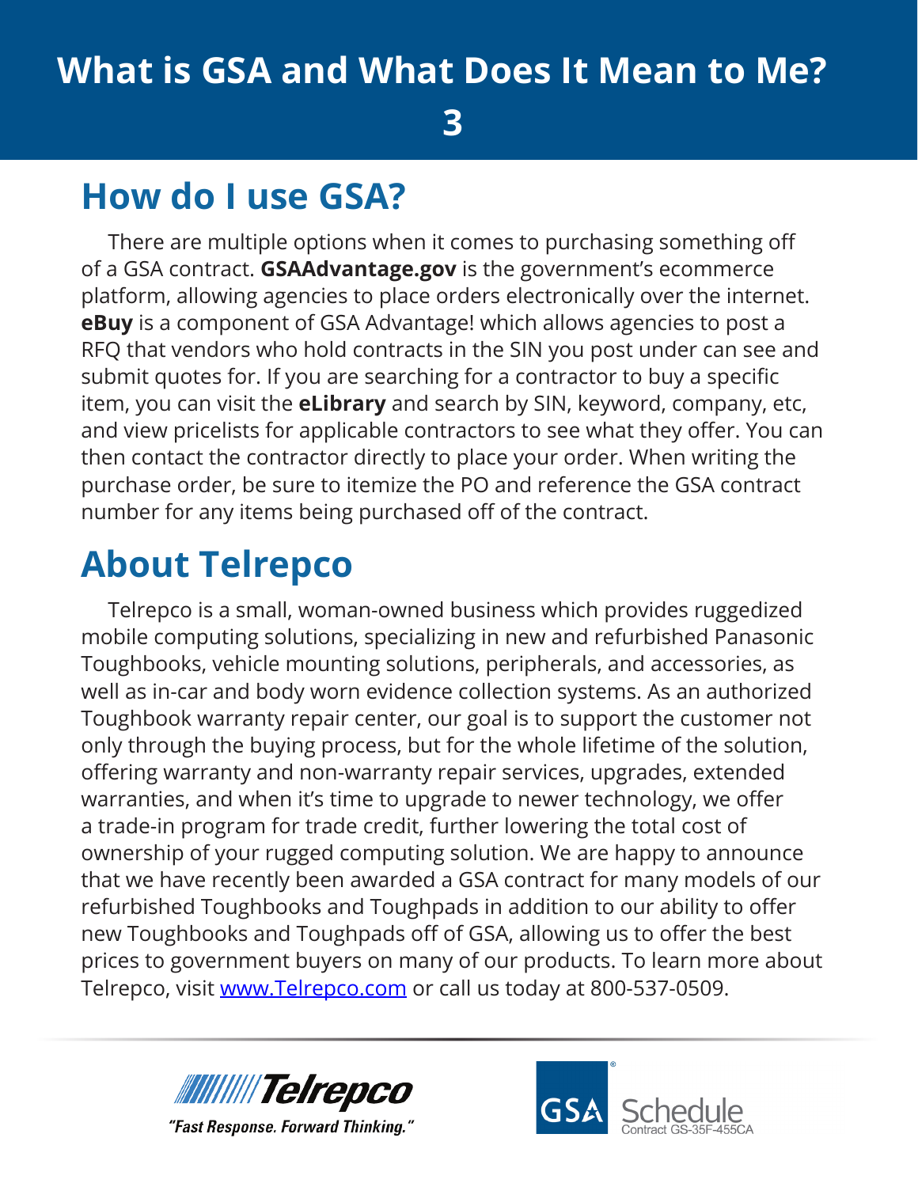## How do I use GSA?

There are multiple options when it comes to purchasing something off of a GSA contract. **GSAAdvantage.gov** is the government's ecommerce platform, allowing agencies to place orders electronically over the internet. **eBuy** is a component of GSA Advantage! which allows agencies to post a RFQ that vendors who hold contracts in the SIN you post under can see and submit quotes for. If you are searching for a contractor to buy a specific item, you can visit the **eLibrary** and search by SIN, keyword, company, etc, and view pricelists for applicable contractors to see what they offer. You can then contact the contractor directly to place your order. When writing the purchase order, be sure to itemize the PO and reference the GSA contract number for any items being purchased off of the contract.

## About Telrepco

Telrepco is a small, woman-owned business which provides ruggedized mobile computing solutions, specializing in new and refurbished Panasonic Toughbooks, vehicle mounting solutions, peripherals, and accessories, as well as in-car and body worn evidence collection systems. As an authorized Toughbook warranty repair center, our goal is to support the customer not only through the buying process, but for the whole lifetime of the solution, offering warranty and non-warranty repair services, upgrades, extended warranties, and when it's time to upgrade to newer technology, we offer a trade-in program for trade credit, further lowering the total cost of ownership of your rugged computing solution. We are happy to announce that we have recently been awarded a GSA contract for many models of our refurbished Toughbooks and Toughpads in addition to our ability to offer new Toughbooks and Toughpads off of GSA, allowing us to offer the best prices to government buyers on many of our products. To learn more about Telrepco, visit [www.Telrepco.com](http://www.Telrepco.com) or call us today at 800-537-0509.

Telrepco
"Fast Response. Forward Thinking."

GSA Schedule
Contract GS-35F-455CA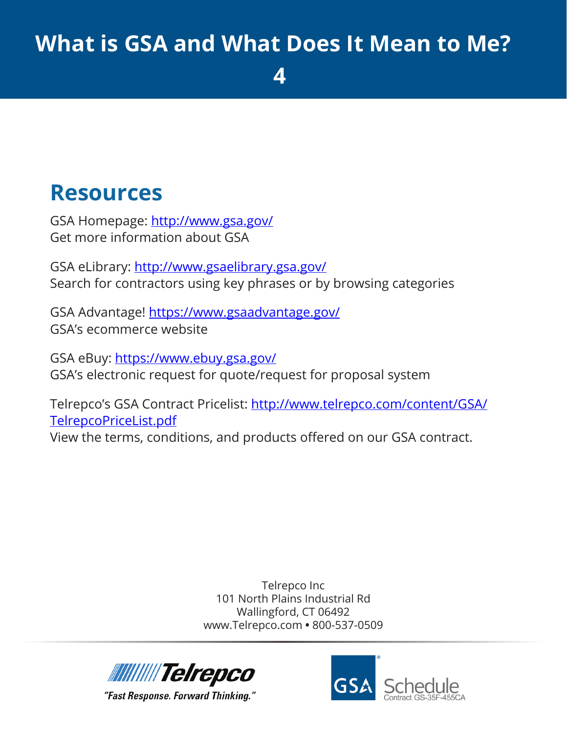## Resources

GSA Homepage: http://www.gsa.gov/
Get more information about GSA

GSA eLibrary: http://www.gsaelibrary.gsa.gov/
Search for contractors using key phrases or by browsing categories

GSA Advantage! https://www.gsaadvantage.gov/
GSA's ecommerce website

GSA eBuy: https://www.ebuy.gsa.gov/
GSA's electronic request for quote/request for proposal system

Telrepco's GSA Contract Pricelist: http://www.telrepco.com/content/GSA/TelrepcoPriceList.pdf
View the terms, conditions, and products offered on our GSA contract.

Telrepco Inc
101 North Plains Industrial Rd
Wallingford, CT 06492
www.Telrepco.com • 800-537-0509

Telrepco
"Fast Response. Forward Thinking."

GSA Schedule
Contract GS-35F-455CA